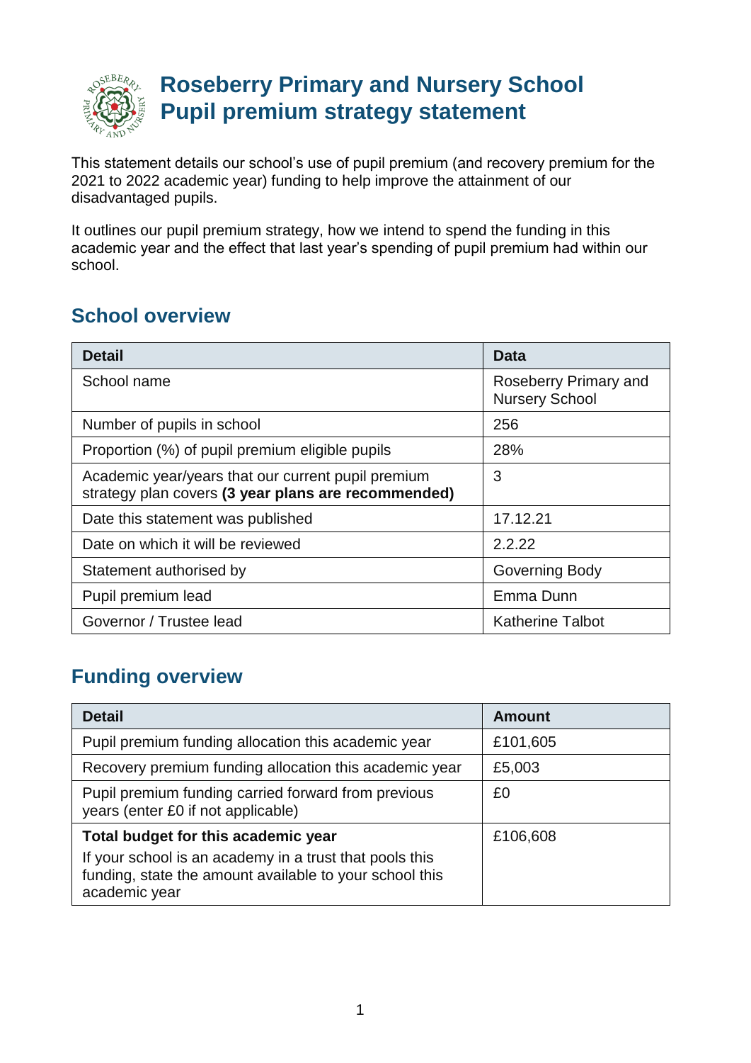# Roseberry Primary and Nursery School
# Pupil premium strategy statement

This statement details our school's use of pupil premium (and recovery premium for the 2021 to 2022 academic year) funding to help improve the attainment of our disadvantaged pupils.

It outlines our pupil premium strategy, how we intend to spend the funding in this academic year and the effect that last year's spending of pupil premium had within our school.

## School overview

| Detail | Data |
|---|---|
| School name | Roseberry Primary and Nursery School |
| Number of pupils in school | 256 |
| Proportion (%) of pupil premium eligible pupils | 28% |
| Academic year/years that our current pupil premium strategy plan covers **(3 year plans are recommended)** | 3 |
| Date this statement was published | 17.12.21 |
| Date on which it will be reviewed | 2.2.22 |
| Statement authorised by | Governing Body |
| Pupil premium lead | Emma Dunn |
| Governor / Trustee lead | Katherine Talbot |

## Funding overview

| Detail | Amount |
|---|---|
| Pupil premium funding allocation this academic year | £101,605 |
| Recovery premium funding allocation this academic year | £5,003 |
| Pupil premium funding carried forward from previous years (enter £0 if not applicable) | £0 |
| **Total budget for this academic year**<br>If your school is an academy in a trust that pools this funding, state the amount available to your school this academic year | £106,608 |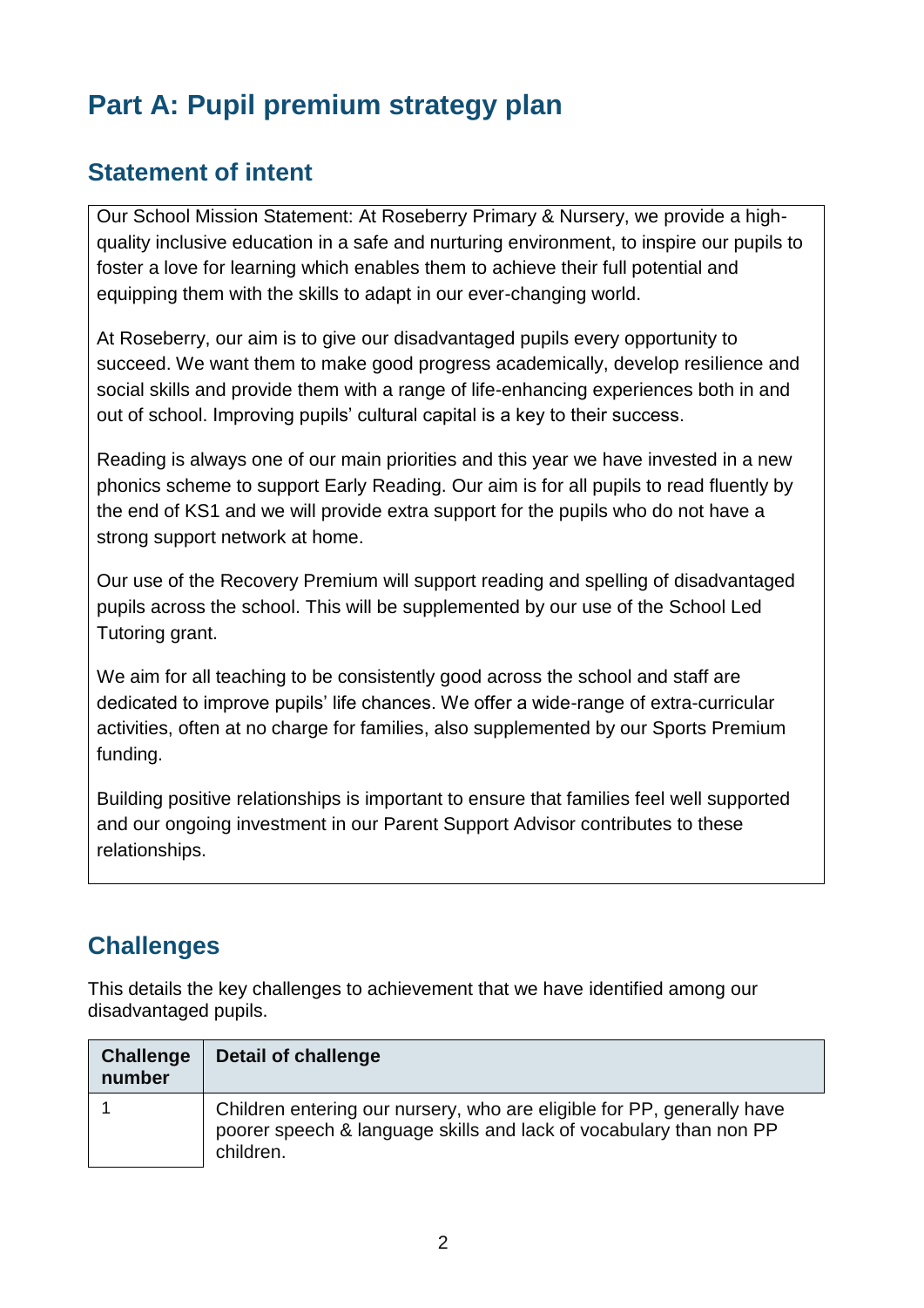# Part A: Pupil premium strategy plan

## Statement of intent

Our School Mission Statement: At Roseberry Primary & Nursery, we provide a high-quality inclusive education in a safe and nurturing environment, to inspire our pupils to foster a love for learning which enables them to achieve their full potential and equipping them with the skills to adapt in our ever-changing world.

At Roseberry, our aim is to give our disadvantaged pupils every opportunity to succeed. We want them to make good progress academically, develop resilience and social skills and provide them with a range of life-enhancing experiences both in and out of school. Improving pupils' cultural capital is a key to their success.

Reading is always one of our main priorities and this year we have invested in a new phonics scheme to support Early Reading. Our aim is for all pupils to read fluently by the end of KS1 and we will provide extra support for the pupils who do not have a strong support network at home.

Our use of the Recovery Premium will support reading and spelling of disadvantaged pupils across the school. This will be supplemented by our use of the School Led Tutoring grant.

We aim for all teaching to be consistently good across the school and staff are dedicated to improve pupils' life chances. We offer a wide-range of extra-curricular activities, often at no charge for families, also supplemented by our Sports Premium funding.

Building positive relationships is important to ensure that families feel well supported and our ongoing investment in our Parent Support Advisor contributes to these relationships.

## Challenges

This details the key challenges to achievement that we have identified among our disadvantaged pupils.

| Challenge number | Detail of challenge |
|---|---|
| 1 | Children entering our nursery, who are eligible for PP, generally have poorer speech & language skills and lack of vocabulary than non PP children. |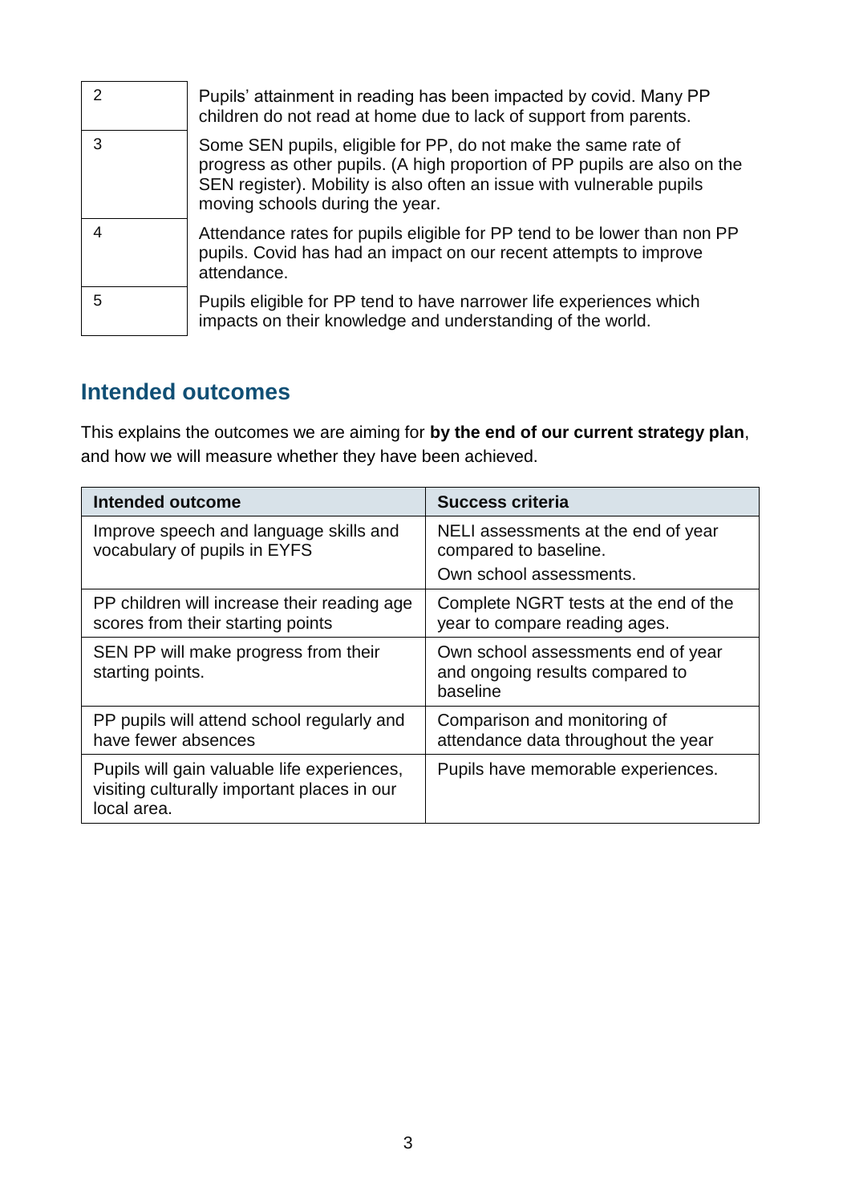| | |
|---|---|
| 2 | Pupils' attainment in reading has been impacted by covid. Many PP children do not read at home due to lack of support from parents. |
| 3 | Some SEN pupils, eligible for PP, do not make the same rate of progress as other pupils. (A high proportion of PP pupils are also on the SEN register). Mobility is also often an issue with vulnerable pupils moving schools during the year. |
| 4 | Attendance rates for pupils eligible for PP tend to be lower than non PP pupils. Covid has had an impact on our recent attempts to improve attendance. |
| 5 | Pupils eligible for PP tend to have narrower life experiences which impacts on their knowledge and understanding of the world. |

## Intended outcomes

This explains the outcomes we are aiming for **by the end of our current strategy plan**, and how we will measure whether they have been achieved.

| Intended outcome | Success criteria |
|---|---|
| Improve speech and language skills and vocabulary of pupils in EYFS | NELI assessments at the end of year compared to baseline.<br>Own school assessments. |
| PP children will increase their reading age scores from their starting points | Complete NGRT tests at the end of the year to compare reading ages. |
| SEN PP will make progress from their starting points. | Own school assessments end of year and ongoing results compared to baseline |
| PP pupils will attend school regularly and have fewer absences | Comparison and monitoring of attendance data throughout the year |
| Pupils will gain valuable life experiences, visiting culturally important places in our local area. | Pupils have memorable experiences. |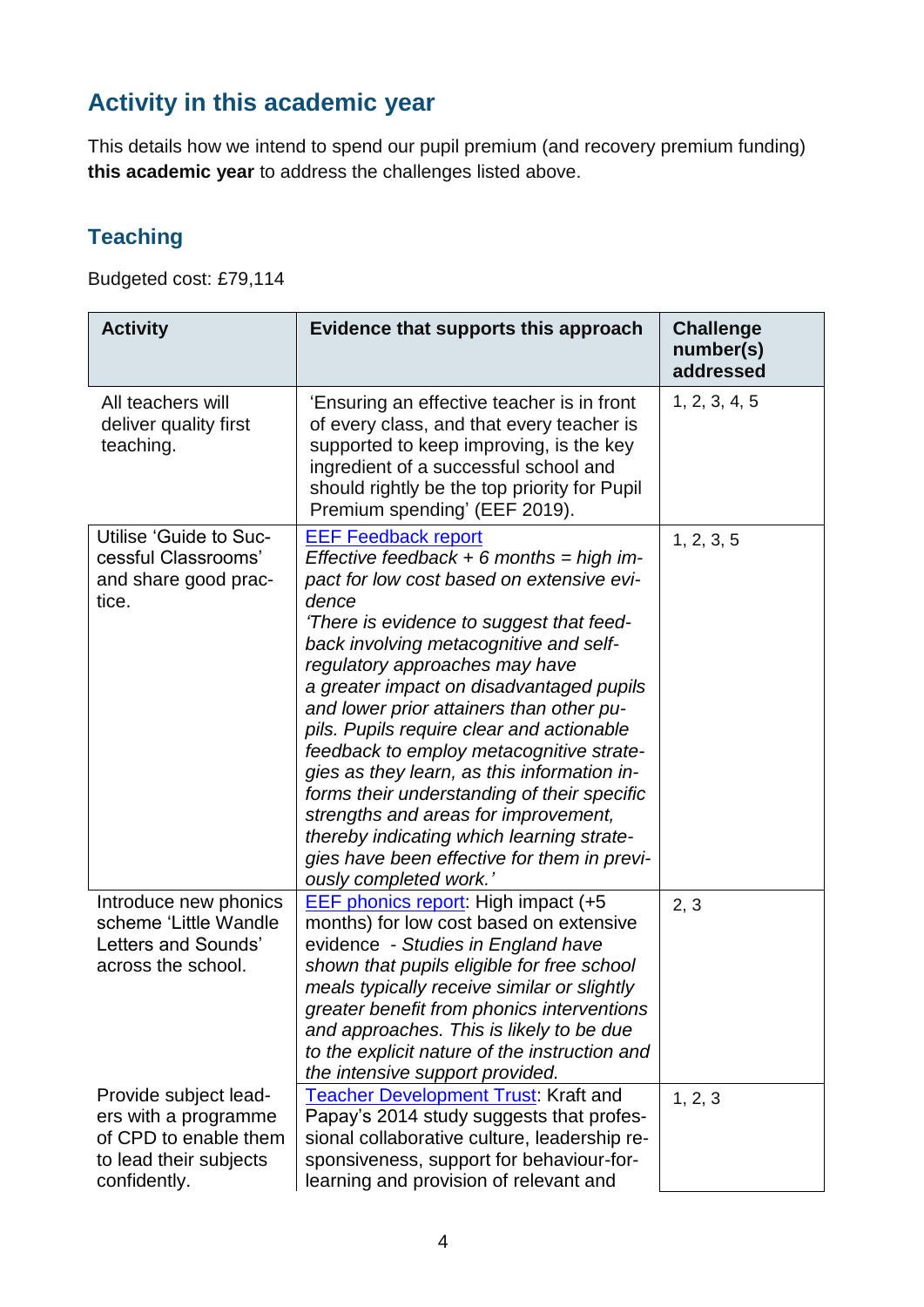## Activity in this academic year

This details how we intend to spend our pupil premium (and recovery premium funding) **this academic year** to address the challenges listed above.

### Teaching

Budgeted cost: £79,114

| Activity | Evidence that supports this approach | Challenge number(s) addressed |
| --- | --- | --- |
| All teachers will deliver quality first teaching. | 'Ensuring an effective teacher is in front of every class, and that every teacher is supported to keep improving, is the key ingredient of a successful school and should rightly be the top priority for Pupil Premium spending' (EEF 2019). | 1, 2, 3, 4, 5 |
| Utilise 'Guide to Successful Classrooms' and share good practice. | EEF Feedback report<br>*Effective feedback + 6 months = high impact for low cost based on extensive evidence*<br>*'There is evidence to suggest that feedback involving metacognitive and self-regulatory approaches may have a greater impact on disadvantaged pupils and lower prior attainers than other pupils. Pupils require clear and actionable feedback to employ metacognitive strategies as they learn, as this information informs their understanding of their specific strengths and areas for improvement, thereby indicating which learning strategies have been effective for them in previously completed work.'* | 1, 2, 3, 5 |
| Introduce new phonics scheme 'Little Wandle Letters and Sounds' across the school. | EEF phonics report: High impact (+5 months) for low cost based on extensive evidence - *Studies in England have shown that pupils eligible for free school meals typically receive similar or slightly greater benefit from phonics interventions and approaches. This is likely to be due to the explicit nature of the instruction and the intensive support provided.* | 2, 3 |
| Provide subject leaders with a programme of CPD to enable them to lead their subjects confidently. | Teacher Development Trust: Kraft and Papay's 2014 study suggests that professional collaborative culture, leadership responsiveness, support for behaviour-for-learning and provision of relevant and | 1, 2, 3 |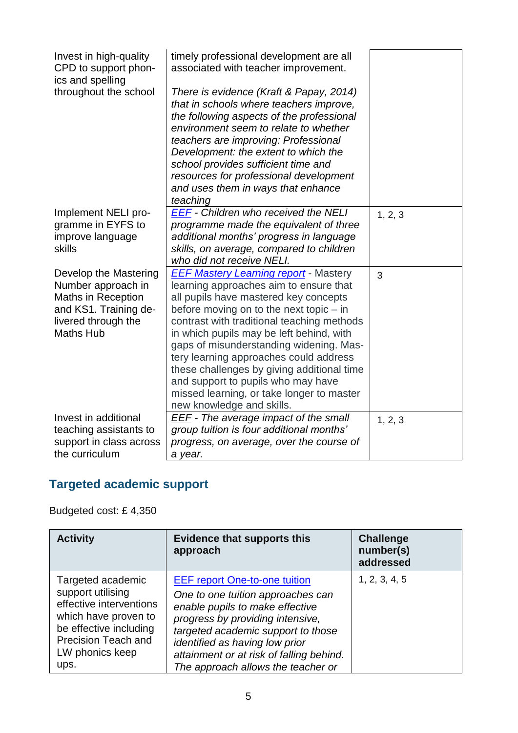| | | |
|---|---|---|
| Invest in high-quality CPD to support phonics and spelling throughout the school | timely professional development are all associated with teacher improvement.<br><br>*There is evidence (Kraft & Papay, 2014) that in schools where teachers improve, the following aspects of the professional environment seem to relate to whether teachers are improving: Professional Development: the extent to which the school provides sufficient time and resources for professional development and uses them in ways that enhance teaching* | |
| Implement NELI programme in EYFS to improve language skills | *EEF - Children who received the NELI programme made the equivalent of three additional months' progress in language skills, on average, compared to children who did not receive NELI.* | 1, 2, 3 |
| Develop the Mastering Number approach in Maths in Reception and KS1. Training delivered through the Maths Hub | EEF Mastery Learning report - Mastery learning approaches aim to ensure that all pupils have mastered key concepts before moving on to the next topic – in contrast with traditional teaching methods in which pupils may be left behind, with gaps of misunderstanding widening. Mastery learning approaches could address these challenges by giving additional time and support to pupils who may have missed learning, or take longer to master new knowledge and skills. | 3 |
| Invest in additional teaching assistants to support in class across the curriculum | *EEF - The average impact of the small group tuition is four additional months' progress, on average, over the course of a year.* | 1, 2, 3 |

## Targeted academic support

Budgeted cost: £ 4,350

| Activity | Evidence that supports this approach | Challenge number(s) addressed |
|---|---|---|
| Targeted academic support utilising effective interventions which have proven to be effective including Precision Teach and LW phonics keep ups. | EEF report One-to-one tuition<br>*One to one tuition approaches can enable pupils to make effective progress by providing intensive, targeted academic support to those identified as having low prior attainment or at risk of falling behind. The approach allows the teacher or* | 1, 2, 3, 4, 5 |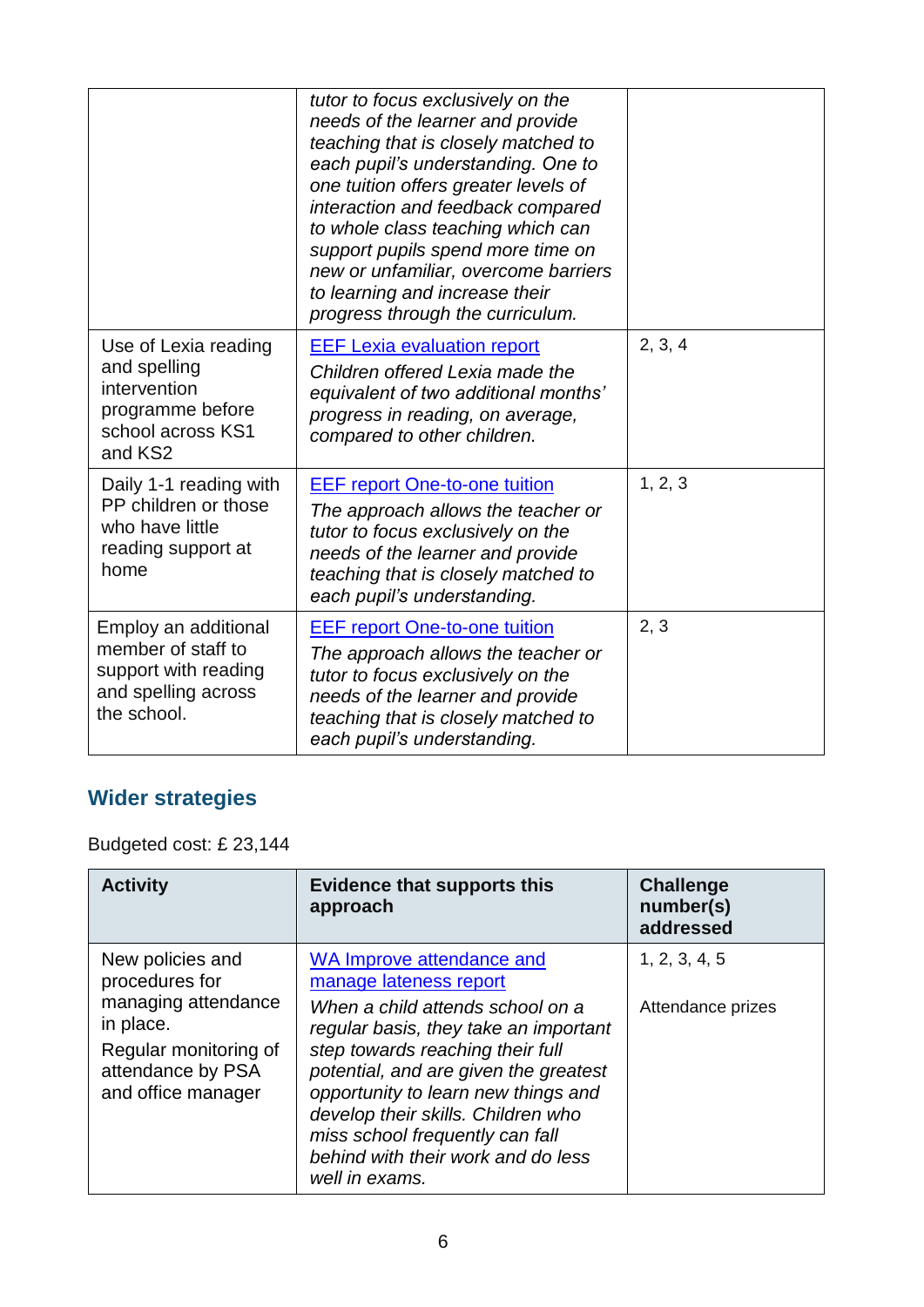| | | |
|---|---|---|
| | *tutor to focus exclusively on the needs of the learner and provide teaching that is closely matched to each pupil's understanding. One to one tuition offers greater levels of interaction and feedback compared to whole class teaching which can support pupils spend more time on new or unfamiliar, overcome barriers to learning and increase their progress through the curriculum.* | |
| Use of Lexia reading and spelling intervention programme before school across KS1 and KS2 | EEF Lexia evaluation report<br>*Children offered Lexia made the equivalent of two additional months' progress in reading, on average, compared to other children.* | 2, 3, 4 |
| Daily 1-1 reading with PP children or those who have little reading support at home | EEF report One-to-one tuition<br>*The approach allows the teacher or tutor to focus exclusively on the needs of the learner and provide teaching that is closely matched to each pupil's understanding.* | 1, 2, 3 |
| Employ an additional member of staff to support with reading and spelling across the school. | EEF report One-to-one tuition<br>*The approach allows the teacher or tutor to focus exclusively on the needs of the learner and provide teaching that is closely matched to each pupil's understanding.* | 2, 3 |

## Wider strategies

Budgeted cost: £ 23,144

| Activity | Evidence that supports this approach | Challenge number(s) addressed |
|---|---|---|
| New policies and procedures for managing attendance in place.<br>Regular monitoring of attendance by PSA and office manager | WA Improve attendance and manage lateness report<br>*When a child attends school on a regular basis, they take an important step towards reaching their full potential, and are given the greatest opportunity to learn new things and develop their skills. Children who miss school frequently can fall behind with their work and do less well in exams.* | 1, 2, 3, 4, 5<br><br>Attendance prizes |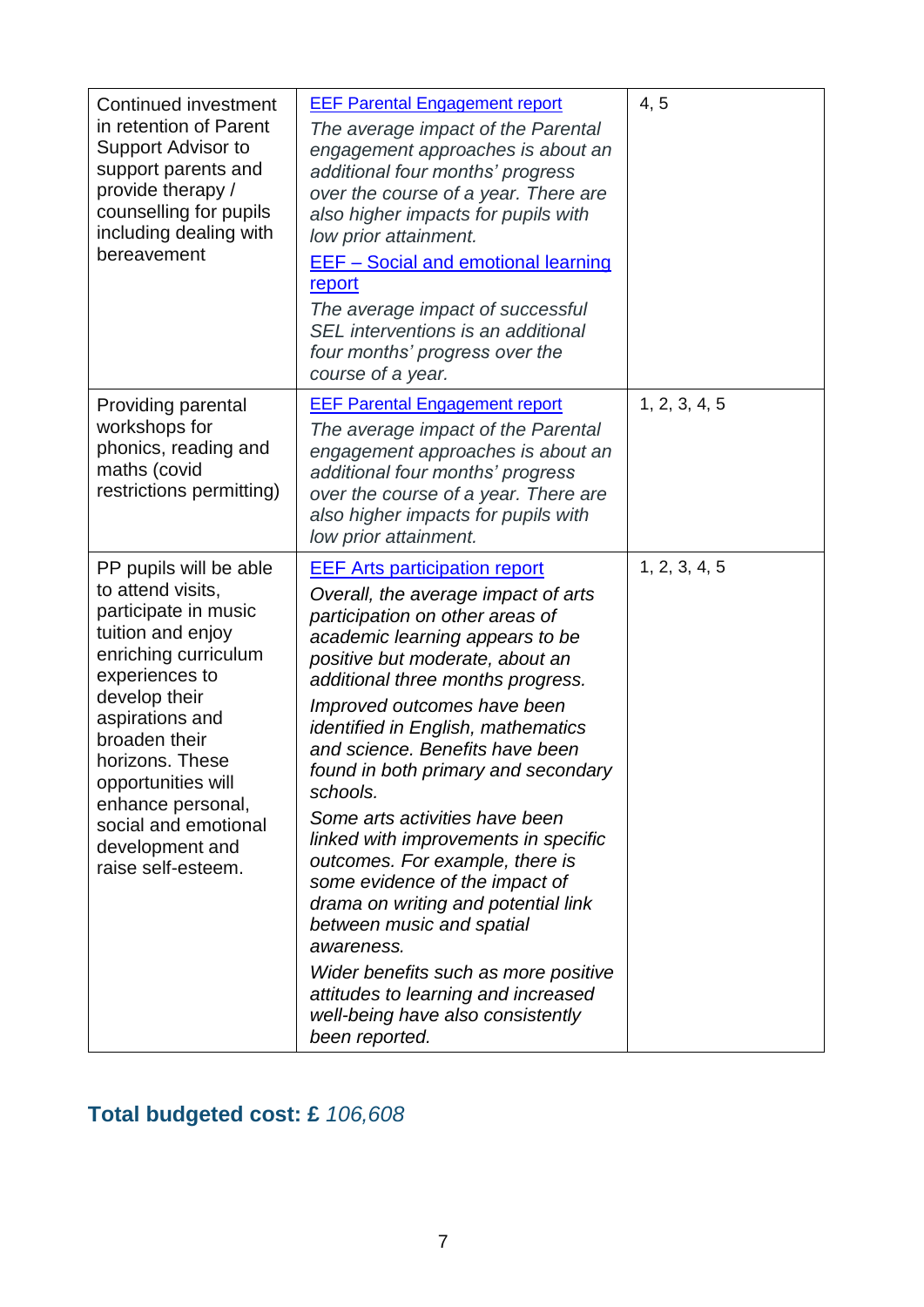| | | |
|---|---|---|
| Continued investment in retention of Parent Support Advisor to support parents and provide therapy / counselling for pupils including dealing with bereavement | EEF Parental Engagement report<br>*The average impact of the Parental engagement approaches is about an additional four months' progress over the course of a year. There are also higher impacts for pupils with low prior attainment.*<br>EEF – Social and emotional learning report<br>*The average impact of successful SEL interventions is an additional four months' progress over the course of a year.* | 4, 5 |
| Providing parental workshops for phonics, reading and maths (covid restrictions permitting) | EEF Parental Engagement report<br>*The average impact of the Parental engagement approaches is about an additional four months' progress over the course of a year. There are also higher impacts for pupils with low prior attainment.* | 1, 2, 3, 4, 5 |
| PP pupils will be able to attend visits, participate in music tuition and enjoy enriching curriculum experiences to develop their aspirations and broaden their horizons. These opportunities will enhance personal, social and emotional development and raise self-esteem. | EEF Arts participation report<br>*Overall, the average impact of arts participation on other areas of academic learning appears to be positive but moderate, about an additional three months progress.*<br>*Improved outcomes have been identified in English, mathematics and science. Benefits have been found in both primary and secondary schools.*<br>*Some arts activities have been linked with improvements in specific outcomes. For example, there is some evidence of the impact of drama on writing and potential link between music and spatial awareness.*<br>*Wider benefits such as more positive attitudes to learning and increased well-being have also consistently been reported.* | 1, 2, 3, 4, 5 |

## Total budgeted cost: £ *106,608*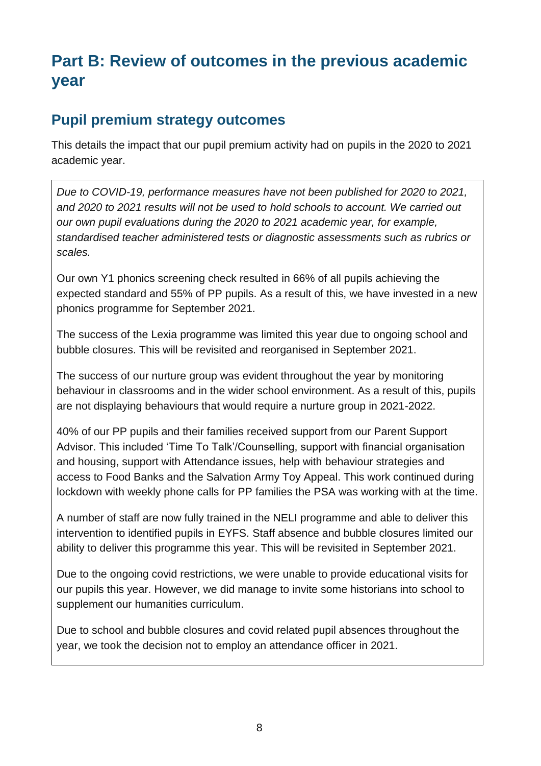# Part B: Review of outcomes in the previous academic year

## Pupil premium strategy outcomes

This details the impact that our pupil premium activity had on pupils in the 2020 to 2021 academic year.

*Due to COVID-19, performance measures have not been published for 2020 to 2021, and 2020 to 2021 results will not be used to hold schools to account. We carried out our own pupil evaluations during the 2020 to 2021 academic year, for example, standardised teacher administered tests or diagnostic assessments such as rubrics or scales.*

Our own Y1 phonics screening check resulted in 66% of all pupils achieving the expected standard and 55% of PP pupils. As a result of this, we have invested in a new phonics programme for September 2021.

The success of the Lexia programme was limited this year due to ongoing school and bubble closures. This will be revisited and reorganised in September 2021.

The success of our nurture group was evident throughout the year by monitoring behaviour in classrooms and in the wider school environment. As a result of this, pupils are not displaying behaviours that would require a nurture group in 2021-2022.

40% of our PP pupils and their families received support from our Parent Support Advisor. This included 'Time To Talk'/Counselling, support with financial organisation and housing, support with Attendance issues, help with behaviour strategies and access to Food Banks and the Salvation Army Toy Appeal. This work continued during lockdown with weekly phone calls for PP families the PSA was working with at the time.

A number of staff are now fully trained in the NELI programme and able to deliver this intervention to identified pupils in EYFS. Staff absence and bubble closures limited our ability to deliver this programme this year. This will be revisited in September 2021.

Due to the ongoing covid restrictions, we were unable to provide educational visits for our pupils this year. However, we did manage to invite some historians into school to supplement our humanities curriculum.

Due to school and bubble closures and covid related pupil absences throughout the year, we took the decision not to employ an attendance officer in 2021.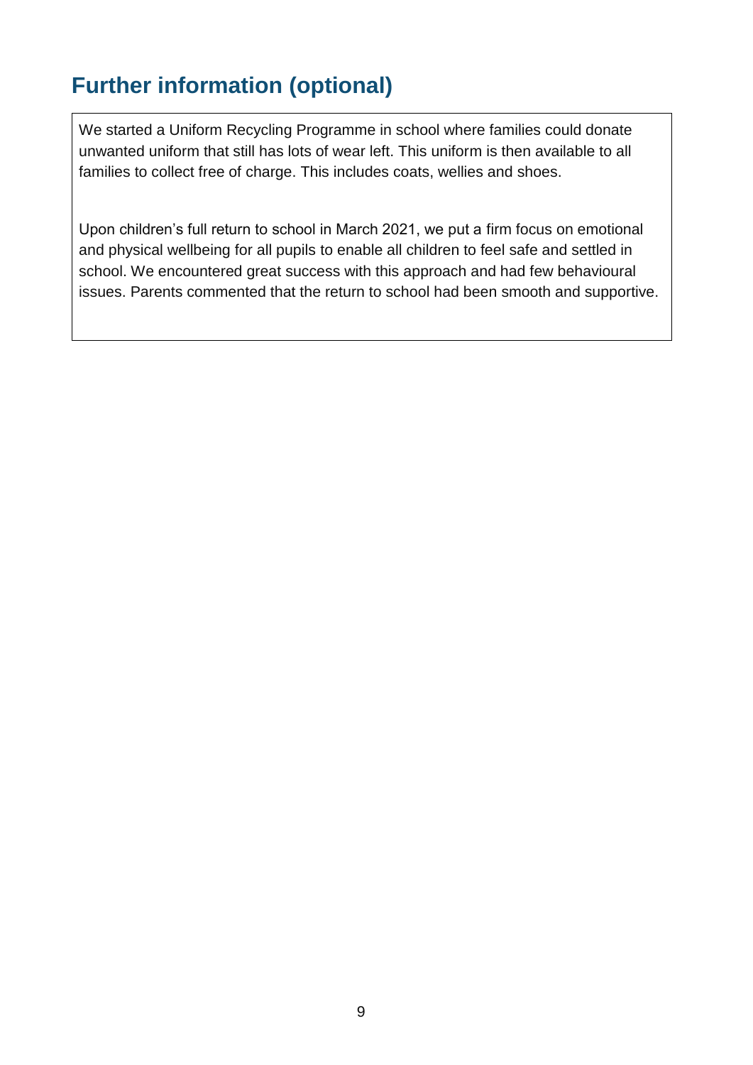## Further information (optional)

We started a Uniform Recycling Programme in school where families could donate unwanted uniform that still has lots of wear left. This uniform is then available to all families to collect free of charge. This includes coats, wellies and shoes.

Upon children's full return to school in March 2021, we put a firm focus on emotional and physical wellbeing for all pupils to enable all children to feel safe and settled in school. We encountered great success with this approach and had few behavioural issues. Parents commented that the return to school had been smooth and supportive.